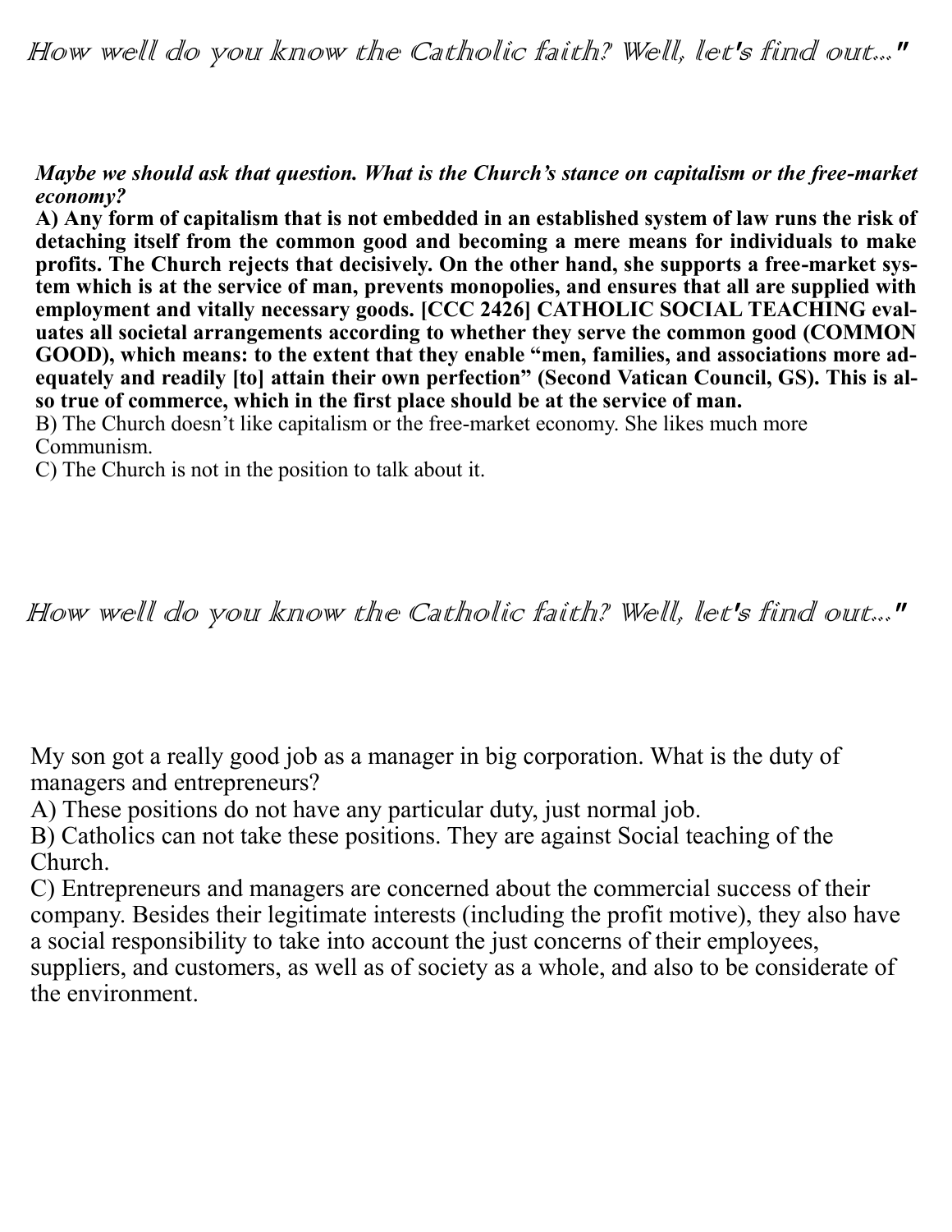How well do you know the Catholic faith? Well, let's find out..."

***Maybe we should ask that question. What is the Church's stance on capitalism or the free-market economy?***

**A) Any form of capitalism that is not embedded in an established system of law runs the risk of detaching itself from the common good and becoming a mere means for individuals to make profits. The Church rejects that decisively. On the other hand, she supports a free-market system which is at the service of man, prevents monopolies, and ensures that all are supplied with employment and vitally necessary goods. [CCC 2426] CATHOLIC SOCIAL TEACHING evaluates all societal arrangements according to whether they serve the common good (COMMON GOOD), which means: to the extent that they enable "men, families, and associations more adequately and readily [to] attain their own perfection" (Second Vatican Council, GS). This is also true of commerce, which in the first place should be at the service of man.**

B) The Church doesn't like capitalism or the free-market economy. She likes much more Communism.

C) The Church is not in the position to talk about it.

How well do you know the Catholic faith? Well, let's find out..."

My son got a really good job as a manager in big corporation. What is the duty of managers and entrepreneurs?

A) These positions do not have any particular duty, just normal job.

B) Catholics can not take these positions. They are against Social teaching of the Church.

C) Entrepreneurs and managers are concerned about the commercial success of their company. Besides their legitimate interests (including the profit motive), they also have a social responsibility to take into account the just concerns of their employees, suppliers, and customers, as well as of society as a whole, and also to be considerate of the environment.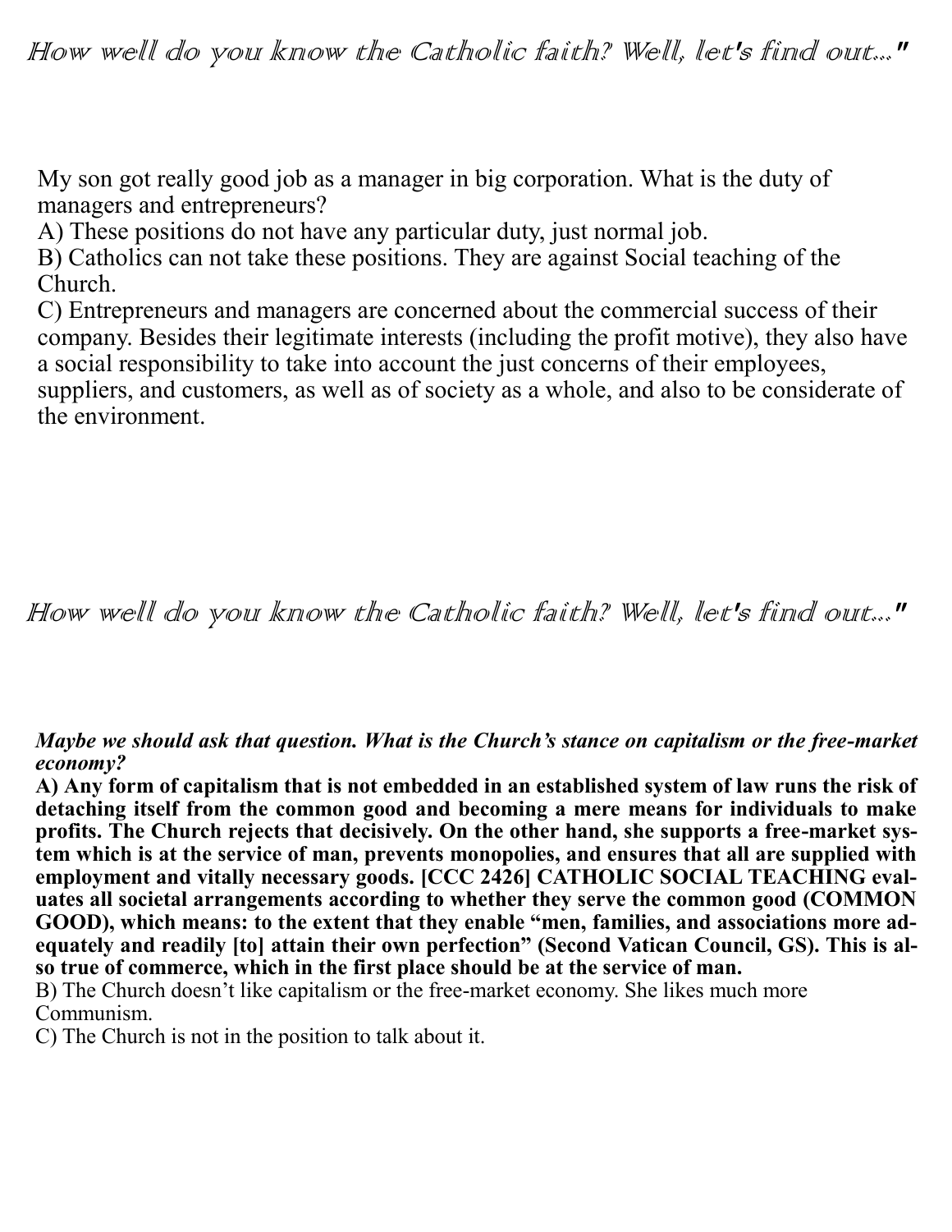*How well do you know the Catholic faith? Well, let's find out..."*

My son got really good job as a manager in big corporation. What is the duty of managers and entrepreneurs?
A) These positions do not have any particular duty, just normal job.
B) Catholics can not take these positions. They are against Social teaching of the Church.
C) Entrepreneurs and managers are concerned about the commercial success of their company. Besides their legitimate interests (including the profit motive), they also have a social responsibility to take into account the just concerns of their employees, suppliers, and customers, as well as of society as a whole, and also to be considerate of the environment.

*How well do you know the Catholic faith? Well, let's find out..."*

***Maybe we should ask that question. What is the Church's stance on capitalism or the free-market economy?***
**A) Any form of capitalism that is not embedded in an established system of law runs the risk of detaching itself from the common good and becoming a mere means for individuals to make profits. The Church rejects that decisively. On the other hand, she supports a free-market system which is at the service of man, prevents monopolies, and ensures that all are supplied with employment and vitally necessary goods. [CCC 2426] CATHOLIC SOCIAL TEACHING evaluates all societal arrangements according to whether they serve the common good (COMMON GOOD), which means: to the extent that they enable "men, families, and associations more adequately and readily [to] attain their own perfection" (Second Vatican Council, GS). This is also true of commerce, which in the first place should be at the service of man.**
B) The Church doesn't like capitalism or the free-market economy. She likes much more Communism.
C) The Church is not in the position to talk about it.